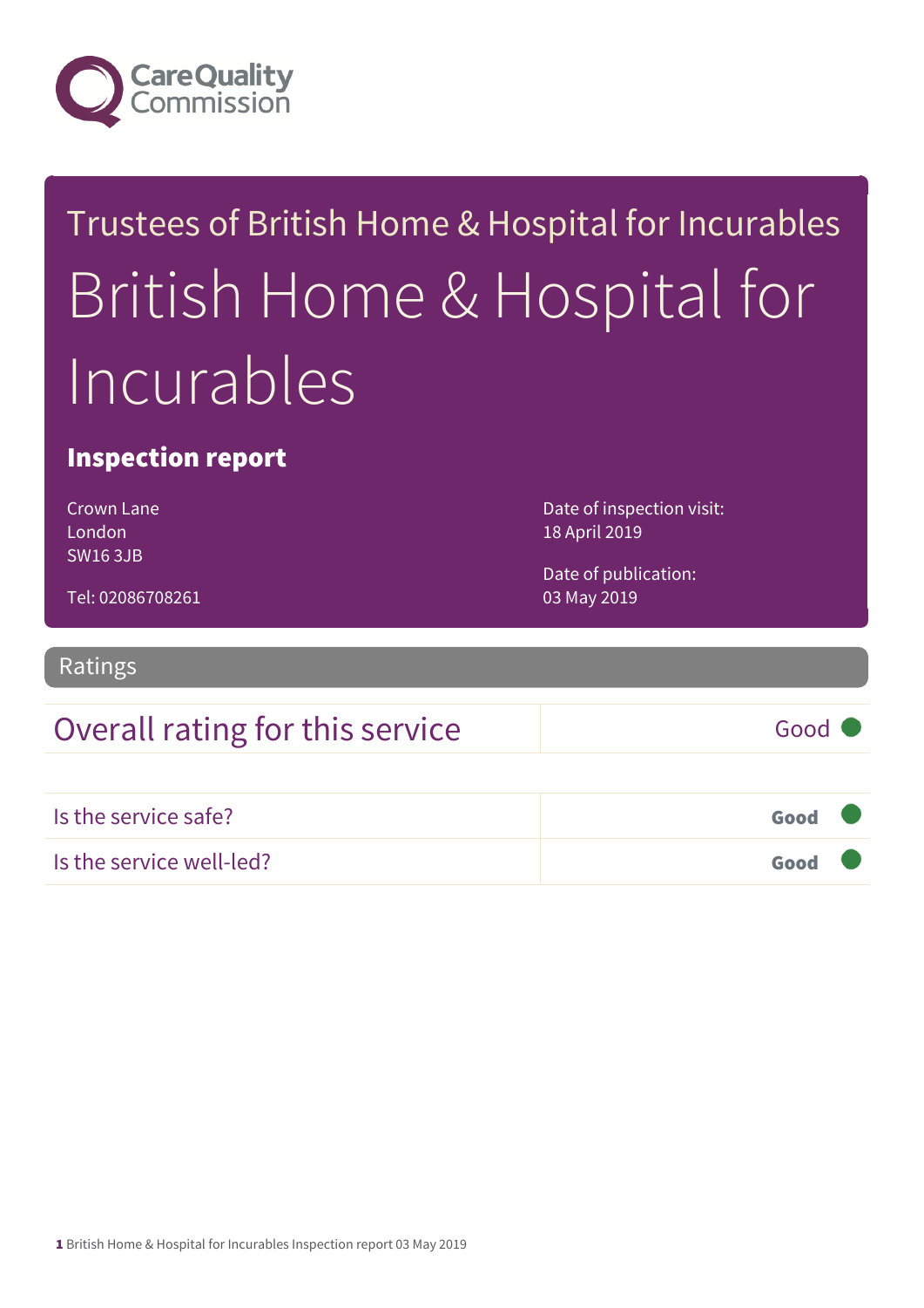Care Quality Commission

Trustees of British Home & Hospital for Incurables

# British Home & Hospital for Incurables

## Inspection report

Crown Lane
London
SW16 3JB

Tel: 02086708261

Date of inspection visit:
18 April 2019

Date of publication:
03 May 2019

## Ratings

| Overall rating for this service | Good |
|---|---|
| Is the service safe? | **Good** |
| Is the service well-led? | **Good** |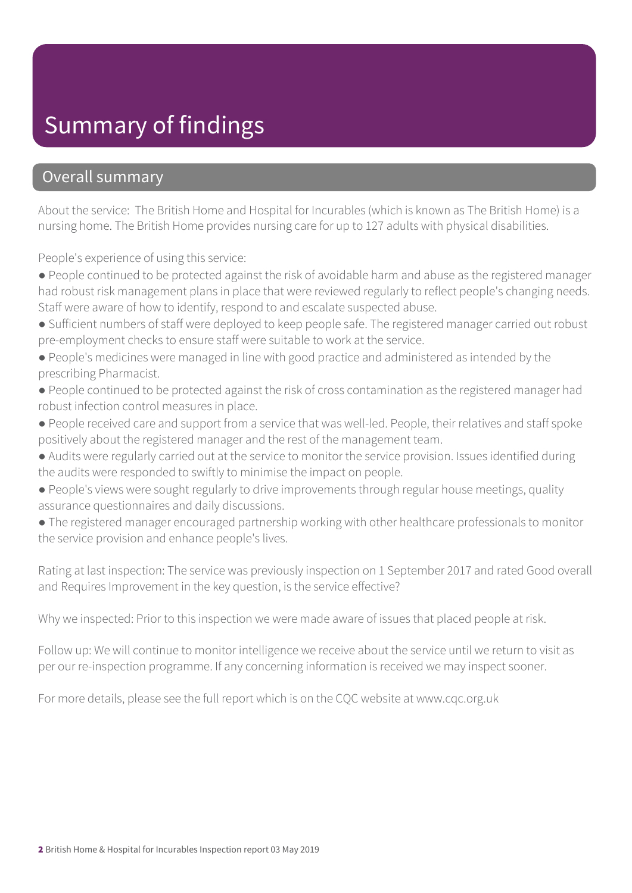# Summary of findings

## Overall summary

About the service: The British Home and Hospital for Incurables (which is known as The British Home) is a nursing home. The British Home provides nursing care for up to 127 adults with physical disabilities.

People's experience of using this service:

- People continued to be protected against the risk of avoidable harm and abuse as the registered manager had robust risk management plans in place that were reviewed regularly to reflect people's changing needs. Staff were aware of how to identify, respond to and escalate suspected abuse.
- Sufficient numbers of staff were deployed to keep people safe. The registered manager carried out robust pre-employment checks to ensure staff were suitable to work at the service.
- People's medicines were managed in line with good practice and administered as intended by the prescribing Pharmacist.
- People continued to be protected against the risk of cross contamination as the registered manager had robust infection control measures in place.
- People received care and support from a service that was well-led. People, their relatives and staff spoke positively about the registered manager and the rest of the management team.
- Audits were regularly carried out at the service to monitor the service provision. Issues identified during the audits were responded to swiftly to minimise the impact on people.
- People's views were sought regularly to drive improvements through regular house meetings, quality assurance questionnaires and daily discussions.
- The registered manager encouraged partnership working with other healthcare professionals to monitor the service provision and enhance people's lives.

Rating at last inspection: The service was previously inspection on 1 September 2017 and rated Good overall and Requires Improvement in the key question, is the service effective?

Why we inspected: Prior to this inspection we were made aware of issues that placed people at risk.

Follow up: We will continue to monitor intelligence we receive about the service until we return to visit as per our re-inspection programme. If any concerning information is received we may inspect sooner.

For more details, please see the full report which is on the CQC website at www.cqc.org.uk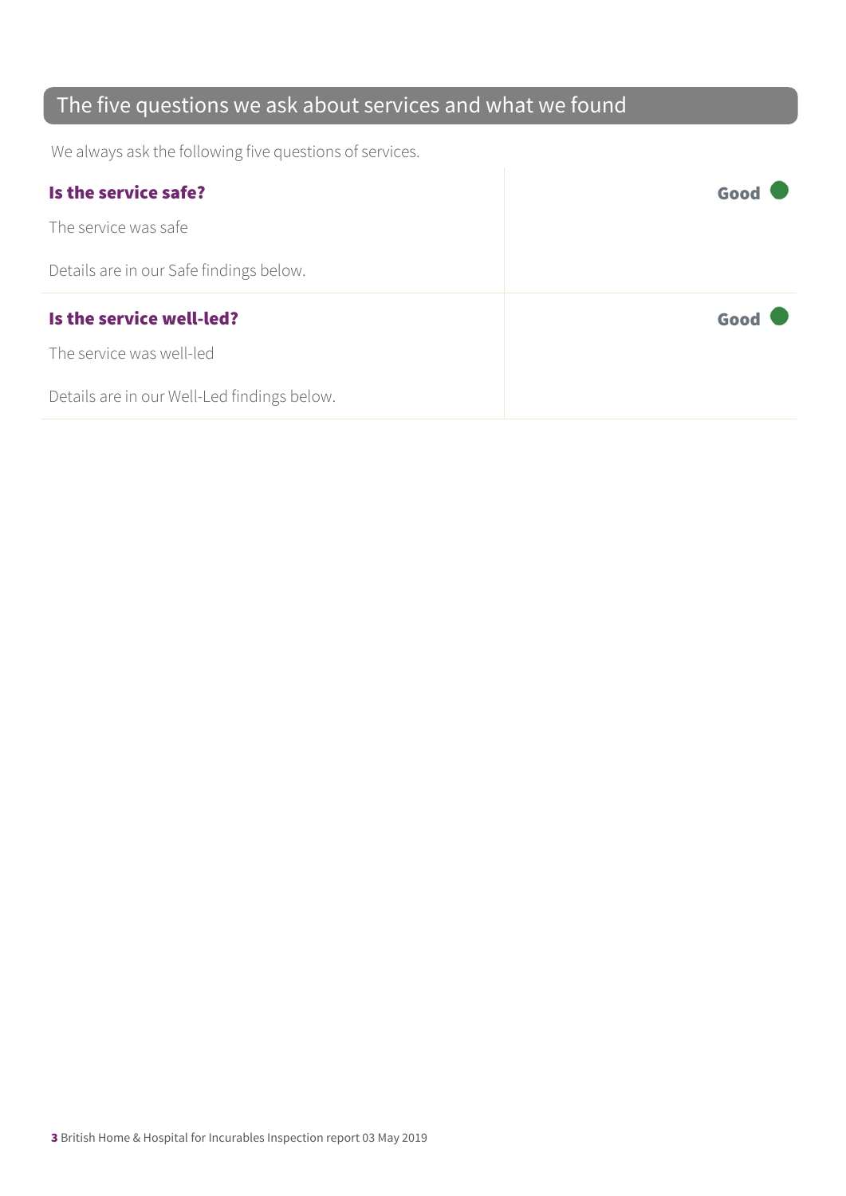## The five questions we ask about services and what we found

We always ask the following five questions of services.

| **Is the service safe?** | **Good** |
|---|---|
| The service was safe<br><br>Details are in our Safe findings below. | |
| **Is the service well-led?** | **Good** |
| The service was well-led<br><br>Details are in our Well-Led findings below. | |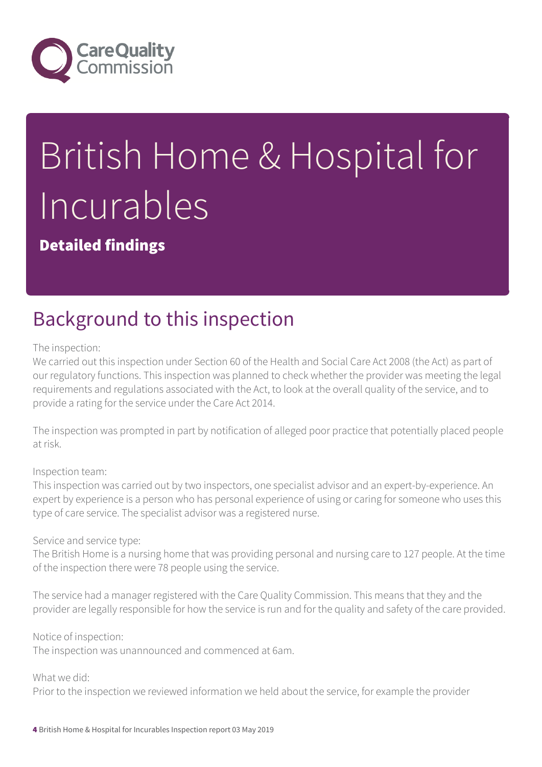# British Home & Hospital for Incurables

**Detailed findings**

## Background to this inspection

The inspection:
We carried out this inspection under Section 60 of the Health and Social Care Act 2008 (the Act) as part of our regulatory functions. This inspection was planned to check whether the provider was meeting the legal requirements and regulations associated with the Act, to look at the overall quality of the service, and to provide a rating for the service under the Care Act 2014.

The inspection was prompted in part by notification of alleged poor practice that potentially placed people at risk.

Inspection team:
This inspection was carried out by two inspectors, one specialist advisor and an expert-by-experience. An expert by experience is a person who has personal experience of using or caring for someone who uses this type of care service. The specialist advisor was a registered nurse.

Service and service type:
The British Home is a nursing home that was providing personal and nursing care to 127 people. At the time of the inspection there were 78 people using the service.

The service had a manager registered with the Care Quality Commission. This means that they and the provider are legally responsible for how the service is run and for the quality and safety of the care provided.

Notice of inspection:
The inspection was unannounced and commenced at 6am.

What we did:
Prior to the inspection we reviewed information we held about the service, for example the provider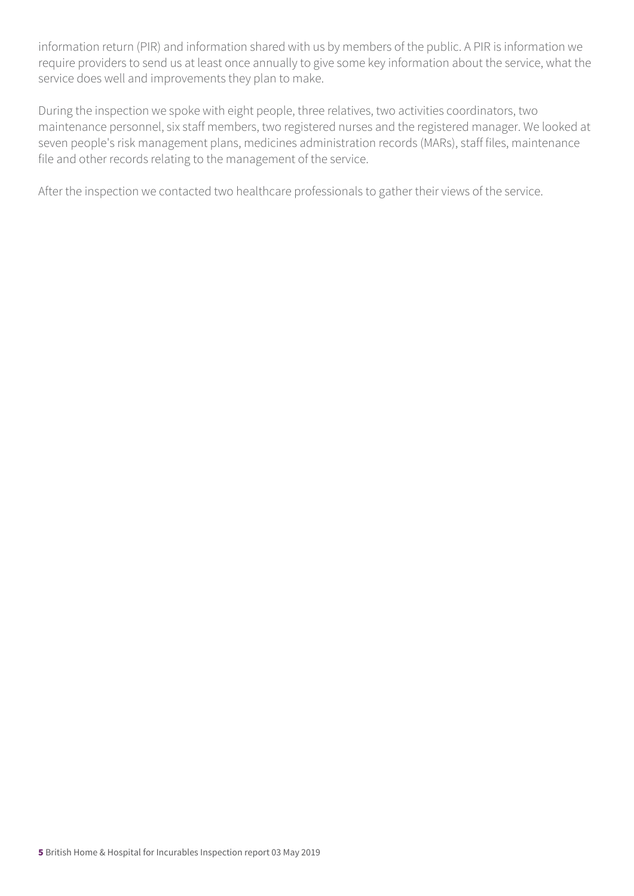information return (PIR) and information shared with us by members of the public. A PIR is information we require providers to send us at least once annually to give some key information about the service, what the service does well and improvements they plan to make.

During the inspection we spoke with eight people, three relatives, two activities coordinators, two maintenance personnel, six staff members, two registered nurses and the registered manager. We looked at seven people's risk management plans, medicines administration records (MARs), staff files, maintenance file and other records relating to the management of the service.

After the inspection we contacted two healthcare professionals to gather their views of the service.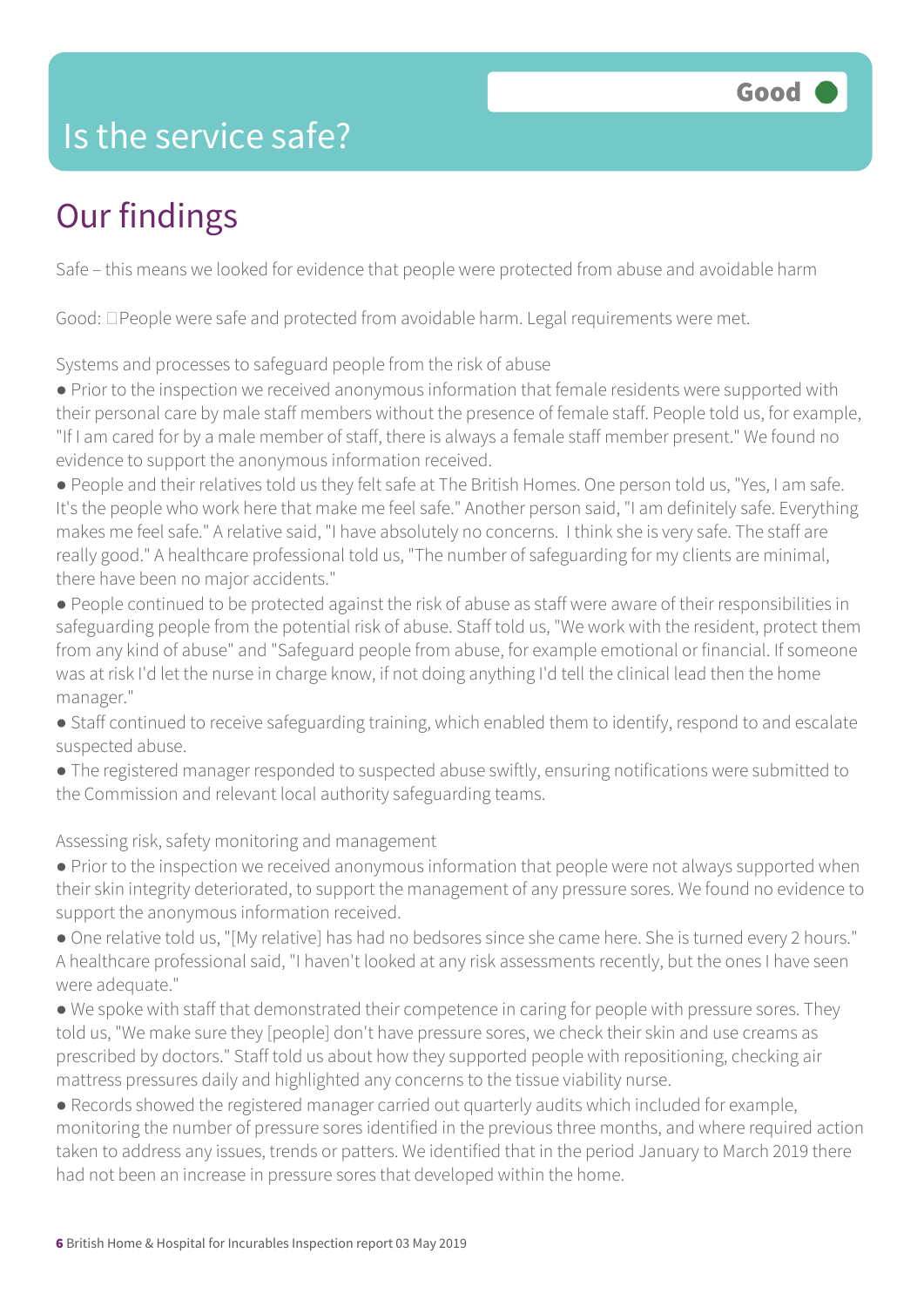# Is the service safe?

Good

## Our findings

Safe – this means we looked for evidence that people were protected from abuse and avoidable harm

Good: People were safe and protected from avoidable harm. Legal requirements were met.

Systems and processes to safeguard people from the risk of abuse

- Prior to the inspection we received anonymous information that female residents were supported with their personal care by male staff members without the presence of female staff. People told us, for example, "If I am cared for by a male member of staff, there is always a female staff member present." We found no evidence to support the anonymous information received.
- People and their relatives told us they felt safe at The British Homes. One person told us, "Yes, I am safe. It's the people who work here that make me feel safe." Another person said, "I am definitely safe. Everything makes me feel safe." A relative said, "I have absolutely no concerns. I think she is very safe. The staff are really good." A healthcare professional told us, "The number of safeguarding for my clients are minimal, there have been no major accidents."
- People continued to be protected against the risk of abuse as staff were aware of their responsibilities in safeguarding people from the potential risk of abuse. Staff told us, "We work with the resident, protect them from any kind of abuse" and "Safeguard people from abuse, for example emotional or financial. If someone was at risk I'd let the nurse in charge know, if not doing anything I'd tell the clinical lead then the home manager."
- Staff continued to receive safeguarding training, which enabled them to identify, respond to and escalate suspected abuse.
- The registered manager responded to suspected abuse swiftly, ensuring notifications were submitted to the Commission and relevant local authority safeguarding teams.

Assessing risk, safety monitoring and management

- Prior to the inspection we received anonymous information that people were not always supported when their skin integrity deteriorated, to support the management of any pressure sores. We found no evidence to support the anonymous information received.
- One relative told us, "[My relative] has had no bedsores since she came here. She is turned every 2 hours." A healthcare professional said, "I haven't looked at any risk assessments recently, but the ones I have seen were adequate."
- We spoke with staff that demonstrated their competence in caring for people with pressure sores. They told us, "We make sure they [people] don't have pressure sores, we check their skin and use creams as prescribed by doctors." Staff told us about how they supported people with repositioning, checking air mattress pressures daily and highlighted any concerns to the tissue viability nurse.
- Records showed the registered manager carried out quarterly audits which included for example, monitoring the number of pressure sores identified in the previous three months, and where required action taken to address any issues, trends or patters. We identified that in the period January to March 2019 there had not been an increase in pressure sores that developed within the home.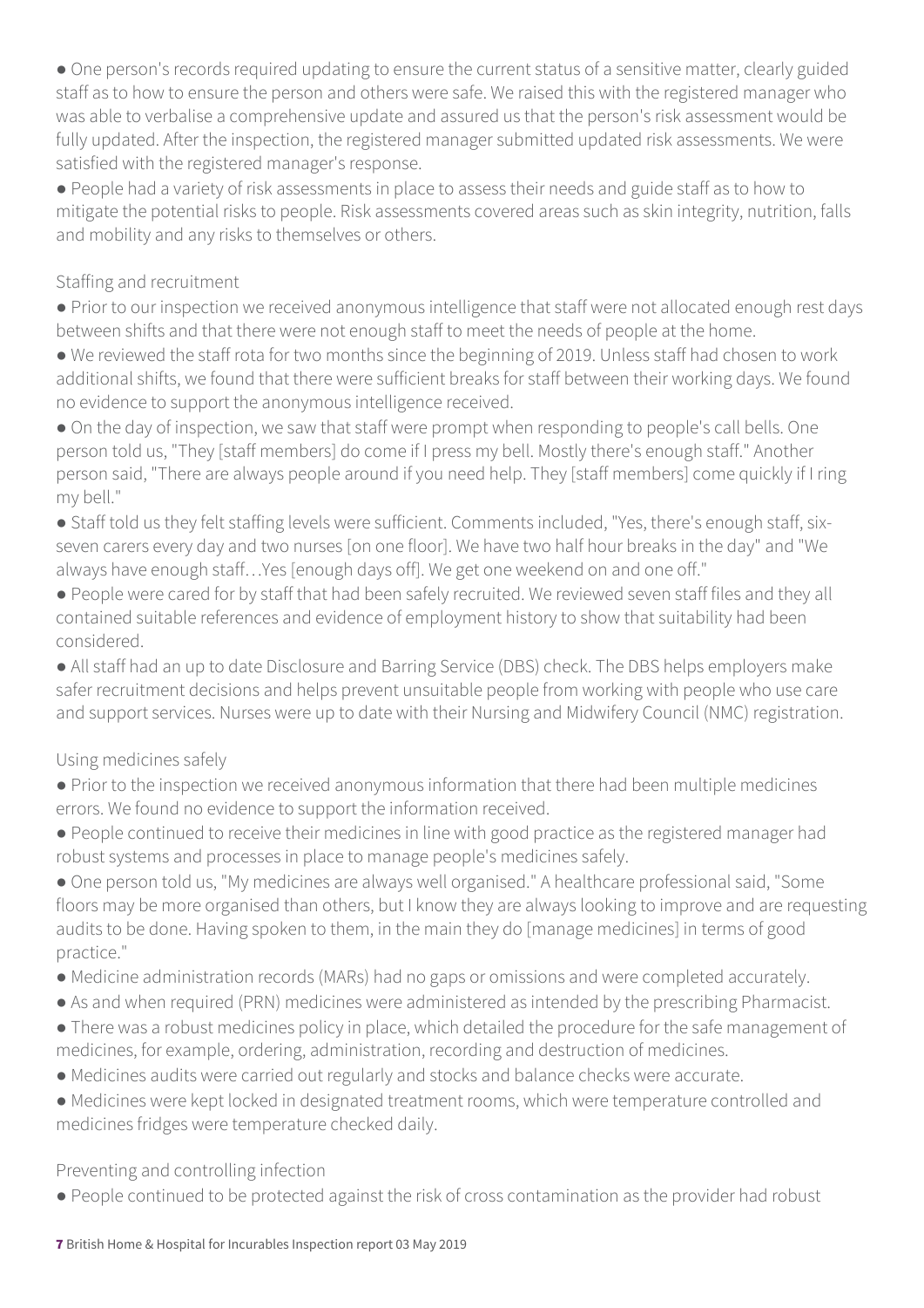- One person's records required updating to ensure the current status of a sensitive matter, clearly guided staff as to how to ensure the person and others were safe. We raised this with the registered manager who was able to verbalise a comprehensive update and assured us that the person's risk assessment would be fully updated. After the inspection, the registered manager submitted updated risk assessments. We were satisfied with the registered manager's response.
- People had a variety of risk assessments in place to assess their needs and guide staff as to how to mitigate the potential risks to people. Risk assessments covered areas such as skin integrity, nutrition, falls and mobility and any risks to themselves or others.

### Staffing and recruitment

- Prior to our inspection we received anonymous intelligence that staff were not allocated enough rest days between shifts and that there were not enough staff to meet the needs of people at the home.
- We reviewed the staff rota for two months since the beginning of 2019. Unless staff had chosen to work additional shifts, we found that there were sufficient breaks for staff between their working days. We found no evidence to support the anonymous intelligence received.
- On the day of inspection, we saw that staff were prompt when responding to people's call bells. One person told us, "They [staff members] do come if I press my bell. Mostly there's enough staff." Another person said, "There are always people around if you need help. They [staff members] come quickly if I ring my bell."
- Staff told us they felt staffing levels were sufficient. Comments included, "Yes, there's enough staff, six-seven carers every day and two nurses [on one floor]. We have two half hour breaks in the day" and "We always have enough staff…Yes [enough days off]. We get one weekend on and one off."
- People were cared for by staff that had been safely recruited. We reviewed seven staff files and they all contained suitable references and evidence of employment history to show that suitability had been considered.
- All staff had an up to date Disclosure and Barring Service (DBS) check. The DBS helps employers make safer recruitment decisions and helps prevent unsuitable people from working with people who use care and support services. Nurses were up to date with their Nursing and Midwifery Council (NMC) registration.

### Using medicines safely

- Prior to the inspection we received anonymous information that there had been multiple medicines errors. We found no evidence to support the information received.
- People continued to receive their medicines in line with good practice as the registered manager had robust systems and processes in place to manage people's medicines safely.
- One person told us, "My medicines are always well organised." A healthcare professional said, "Some floors may be more organised than others, but I know they are always looking to improve and are requesting audits to be done. Having spoken to them, in the main they do [manage medicines] in terms of good practice."
- Medicine administration records (MARs) had no gaps or omissions and were completed accurately.
- As and when required (PRN) medicines were administered as intended by the prescribing Pharmacist.
- There was a robust medicines policy in place, which detailed the procedure for the safe management of medicines, for example, ordering, administration, recording and destruction of medicines.
- Medicines audits were carried out regularly and stocks and balance checks were accurate.
- Medicines were kept locked in designated treatment rooms, which were temperature controlled and medicines fridges were temperature checked daily.

### Preventing and controlling infection

- People continued to be protected against the risk of cross contamination as the provider had robust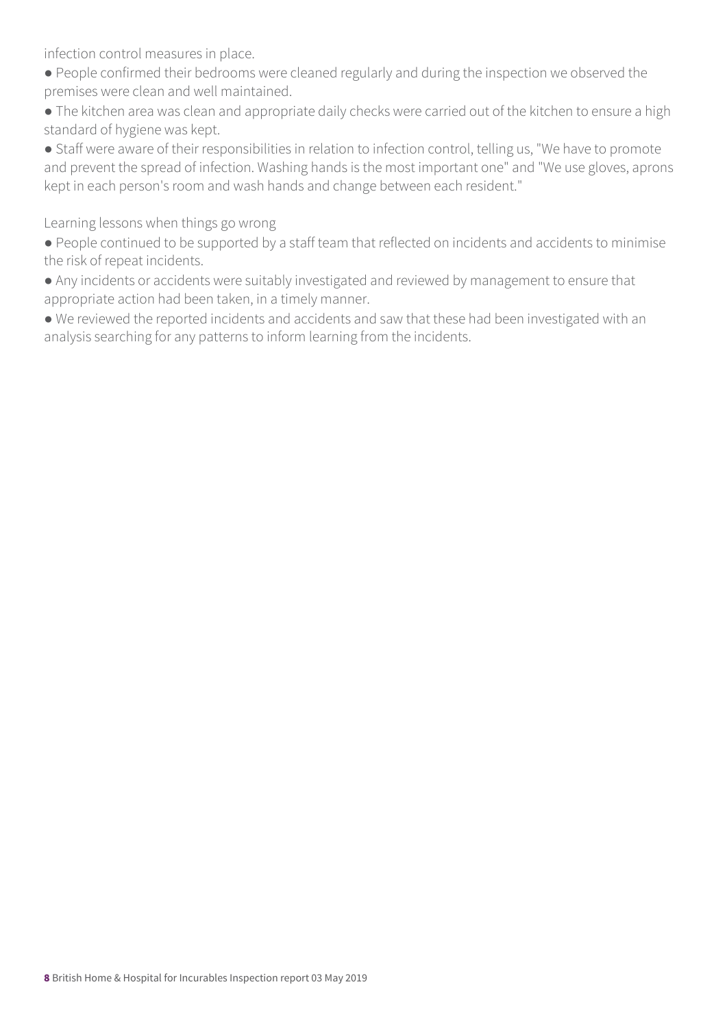infection control measures in place.

- People confirmed their bedrooms were cleaned regularly and during the inspection we observed the premises were clean and well maintained.
- The kitchen area was clean and appropriate daily checks were carried out of the kitchen to ensure a high standard of hygiene was kept.
- Staff were aware of their responsibilities in relation to infection control, telling us, "We have to promote and prevent the spread of infection. Washing hands is the most important one" and "We use gloves, aprons kept in each person's room and wash hands and change between each resident."

Learning lessons when things go wrong

- People continued to be supported by a staff team that reflected on incidents and accidents to minimise the risk of repeat incidents.
- Any incidents or accidents were suitably investigated and reviewed by management to ensure that appropriate action had been taken, in a timely manner.
- We reviewed the reported incidents and accidents and saw that these had been investigated with an analysis searching for any patterns to inform learning from the incidents.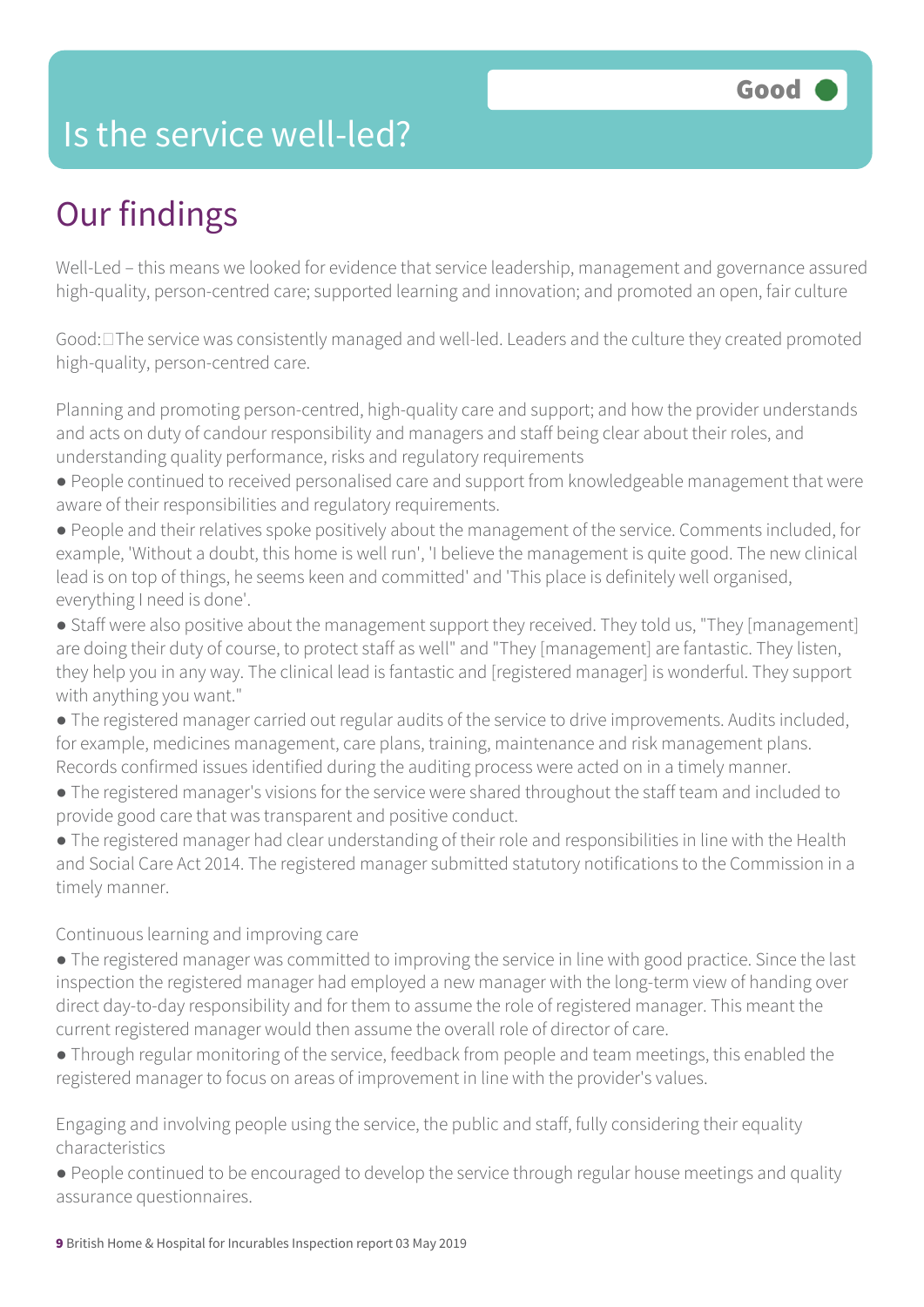# Is the service well-led?

Good

## Our findings

Well-Led – this means we looked for evidence that service leadership, management and governance assured high-quality, person-centred care; supported learning and innovation; and promoted an open, fair culture

Good: The service was consistently managed and well-led. Leaders and the culture they created promoted high-quality, person-centred care.

Planning and promoting person-centred, high-quality care and support; and how the provider understands and acts on duty of candour responsibility and managers and staff being clear about their roles, and understanding quality performance, risks and regulatory requirements

- People continued to received personalised care and support from knowledgeable management that were aware of their responsibilities and regulatory requirements.
- People and their relatives spoke positively about the management of the service. Comments included, for example, 'Without a doubt, this home is well run', 'I believe the management is quite good. The new clinical lead is on top of things, he seems keen and committed' and 'This place is definitely well organised, everything I need is done'.
- Staff were also positive about the management support they received. They told us, "They [management] are doing their duty of course, to protect staff as well" and "They [management] are fantastic. They listen, they help you in any way. The clinical lead is fantastic and [registered manager] is wonderful. They support with anything you want."
- The registered manager carried out regular audits of the service to drive improvements. Audits included, for example, medicines management, care plans, training, maintenance and risk management plans. Records confirmed issues identified during the auditing process were acted on in a timely manner.
- The registered manager's visions for the service were shared throughout the staff team and included to provide good care that was transparent and positive conduct.
- The registered manager had clear understanding of their role and responsibilities in line with the Health and Social Care Act 2014. The registered manager submitted statutory notifications to the Commission in a timely manner.

Continuous learning and improving care

- The registered manager was committed to improving the service in line with good practice. Since the last inspection the registered manager had employed a new manager with the long-term view of handing over direct day-to-day responsibility and for them to assume the role of registered manager. This meant the current registered manager would then assume the overall role of director of care.
- Through regular monitoring of the service, feedback from people and team meetings, this enabled the registered manager to focus on areas of improvement in line with the provider's values.

Engaging and involving people using the service, the public and staff, fully considering their equality characteristics

- People continued to be encouraged to develop the service through regular house meetings and quality assurance questionnaires.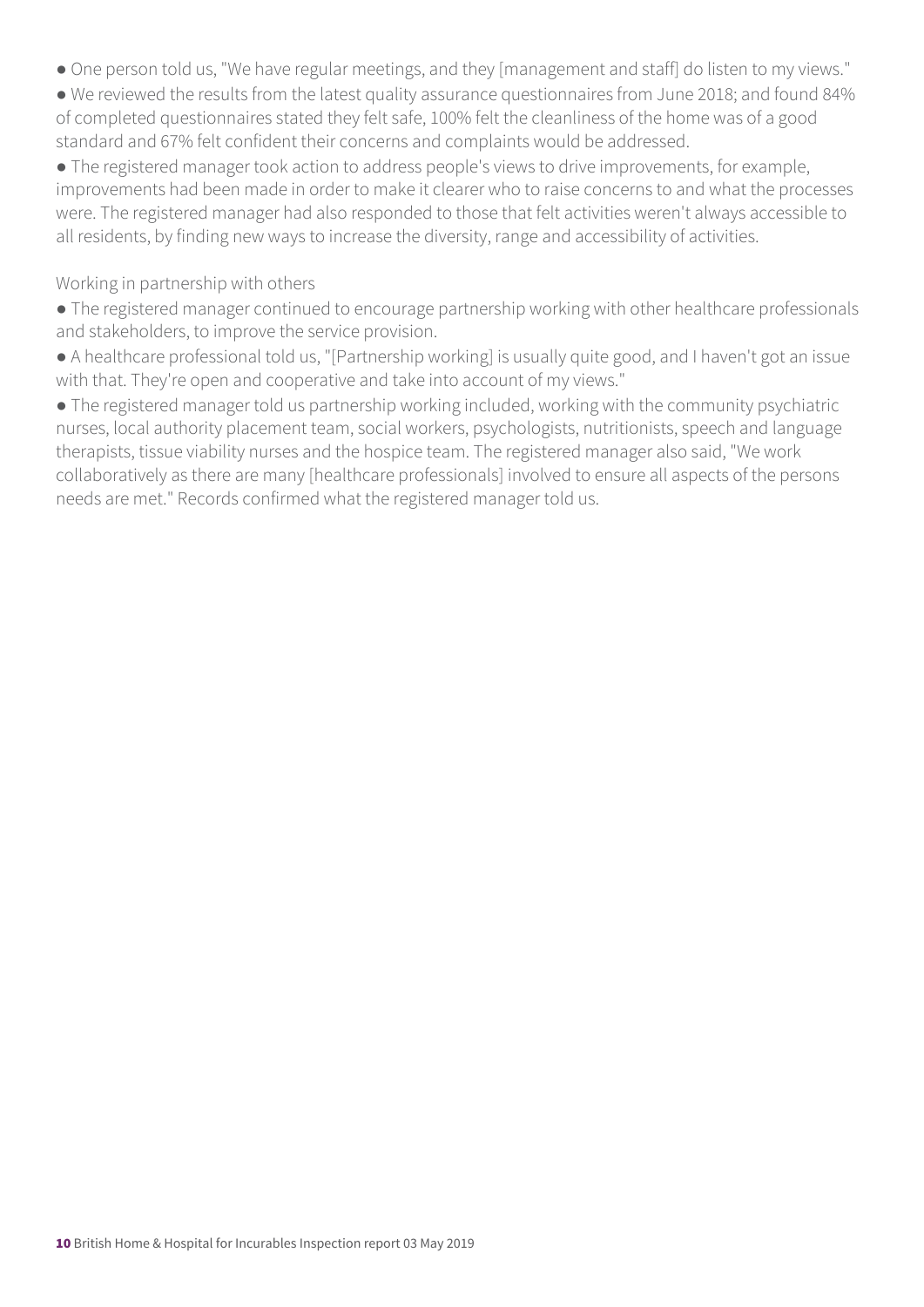- One person told us, "We have regular meetings, and they [management and staff] do listen to my views."
- We reviewed the results from the latest quality assurance questionnaires from June 2018; and found 84% of completed questionnaires stated they felt safe, 100% felt the cleanliness of the home was of a good standard and 67% felt confident their concerns and complaints would be addressed.
- The registered manager took action to address people's views to drive improvements, for example, improvements had been made in order to make it clearer who to raise concerns to and what the processes were. The registered manager had also responded to those that felt activities weren't always accessible to all residents, by finding new ways to increase the diversity, range and accessibility of activities.

Working in partnership with others

- The registered manager continued to encourage partnership working with other healthcare professionals and stakeholders, to improve the service provision.
- A healthcare professional told us, "[Partnership working] is usually quite good, and I haven't got an issue with that. They're open and cooperative and take into account of my views."
- The registered manager told us partnership working included, working with the community psychiatric nurses, local authority placement team, social workers, psychologists, nutritionists, speech and language therapists, tissue viability nurses and the hospice team. The registered manager also said, "We work collaboratively as there are many [healthcare professionals] involved to ensure all aspects of the persons needs are met." Records confirmed what the registered manager told us.